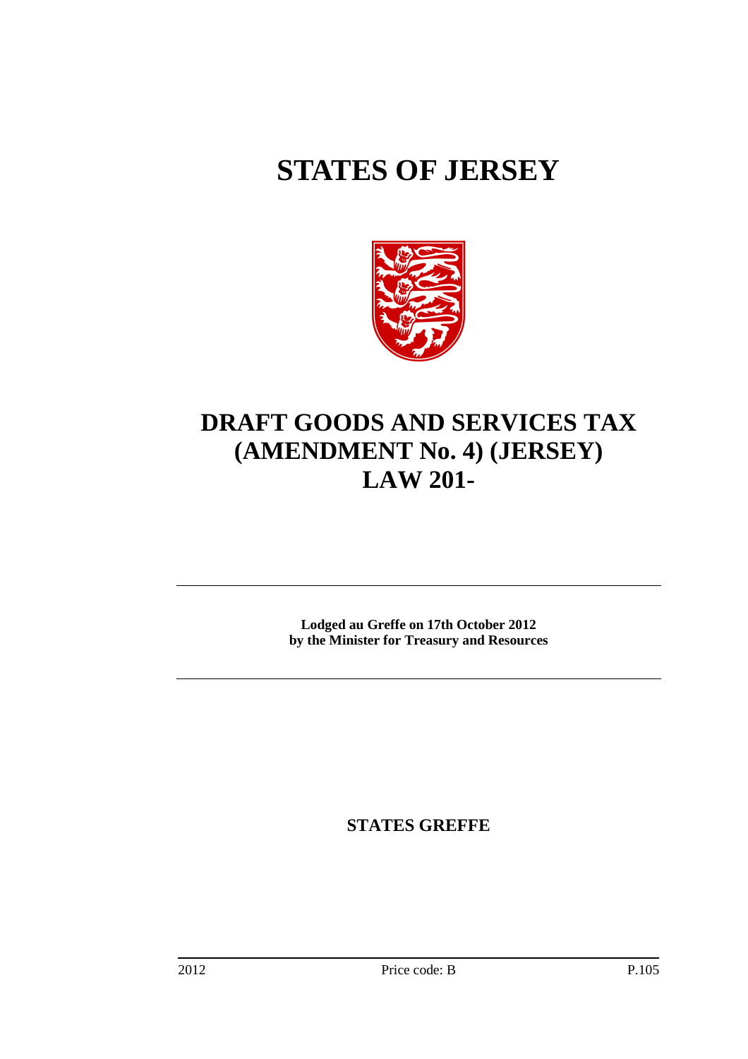# STATES OF JERSEY

# DRAFT GOODS AND SERVICES TAX (AMENDMENT No. 4) (JERSEY) LAW 201-

**Lodged au Greffe on 17th October 2012**
**by the Minister for Treasury and Resources**

**STATES GREFFE**

2012 Price code: B P.105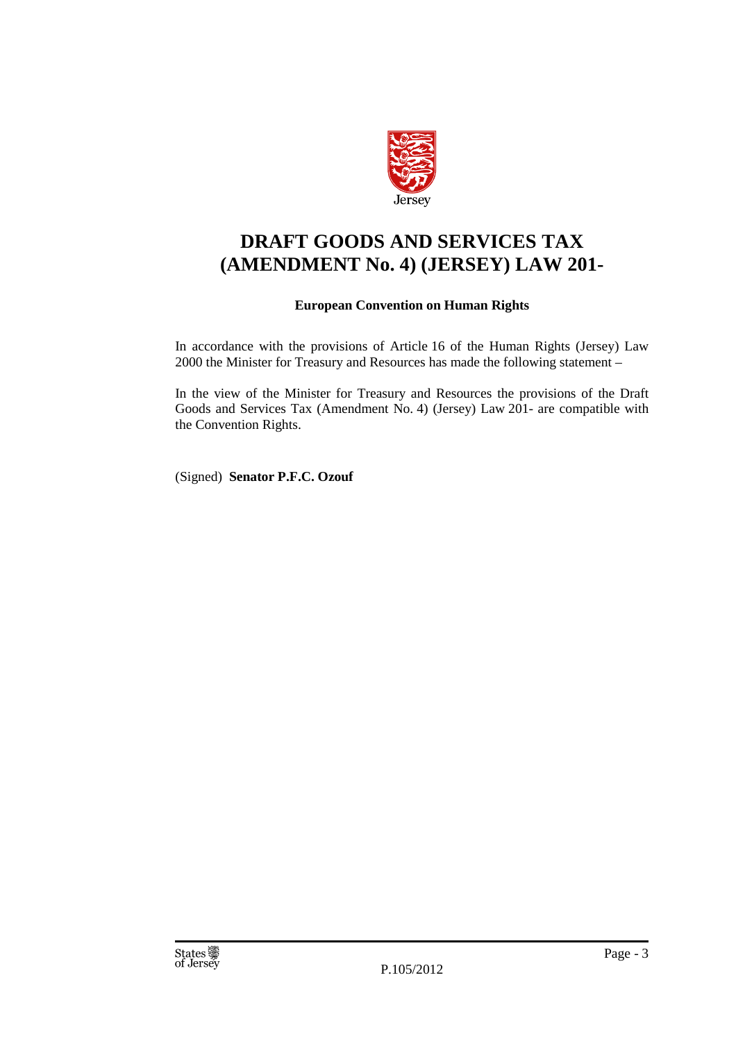# DRAFT GOODS AND SERVICES TAX (AMENDMENT No. 4) (JERSEY) LAW 201-

**European Convention on Human Rights**

In accordance with the provisions of Article 16 of the Human Rights (Jersey) Law 2000 the Minister for Treasury and Resources has made the following statement –

In the view of the Minister for Treasury and Resources the provisions of the Draft Goods and Services Tax (Amendment No. 4) (Jersey) Law 201- are compatible with the Convention Rights.

(Signed) **Senator P.F.C. Ozouf**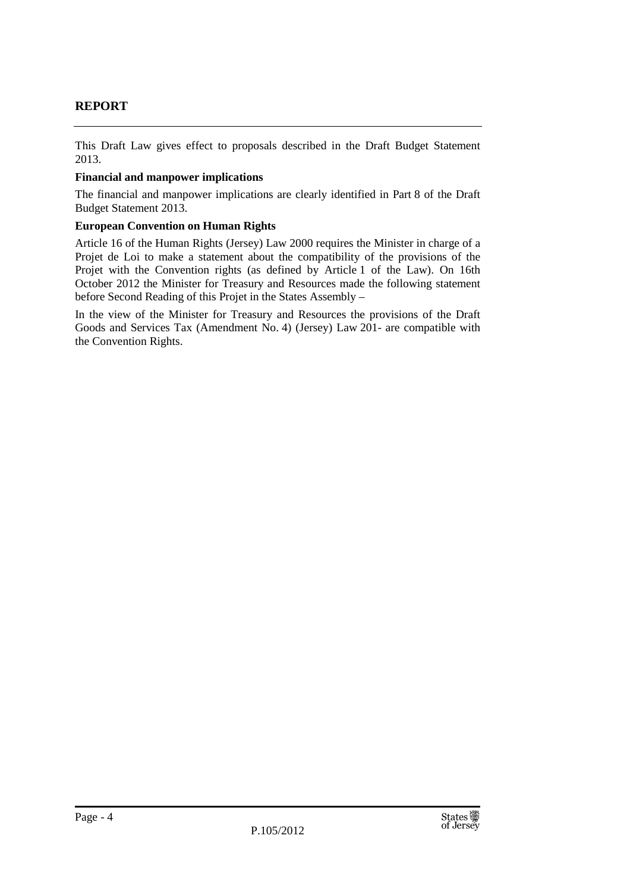## REPORT

This Draft Law gives effect to proposals described in the Draft Budget Statement 2013.

**Financial and manpower implications**

The financial and manpower implications are clearly identified in Part 8 of the Draft Budget Statement 2013.

**European Convention on Human Rights**

Article 16 of the Human Rights (Jersey) Law 2000 requires the Minister in charge of a Projet de Loi to make a statement about the compatibility of the provisions of the Projet with the Convention rights (as defined by Article 1 of the Law). On 16th October 2012 the Minister for Treasury and Resources made the following statement before Second Reading of this Projet in the States Assembly –

In the view of the Minister for Treasury and Resources the provisions of the Draft Goods and Services Tax (Amendment No. 4) (Jersey) Law 201- are compatible with the Convention Rights.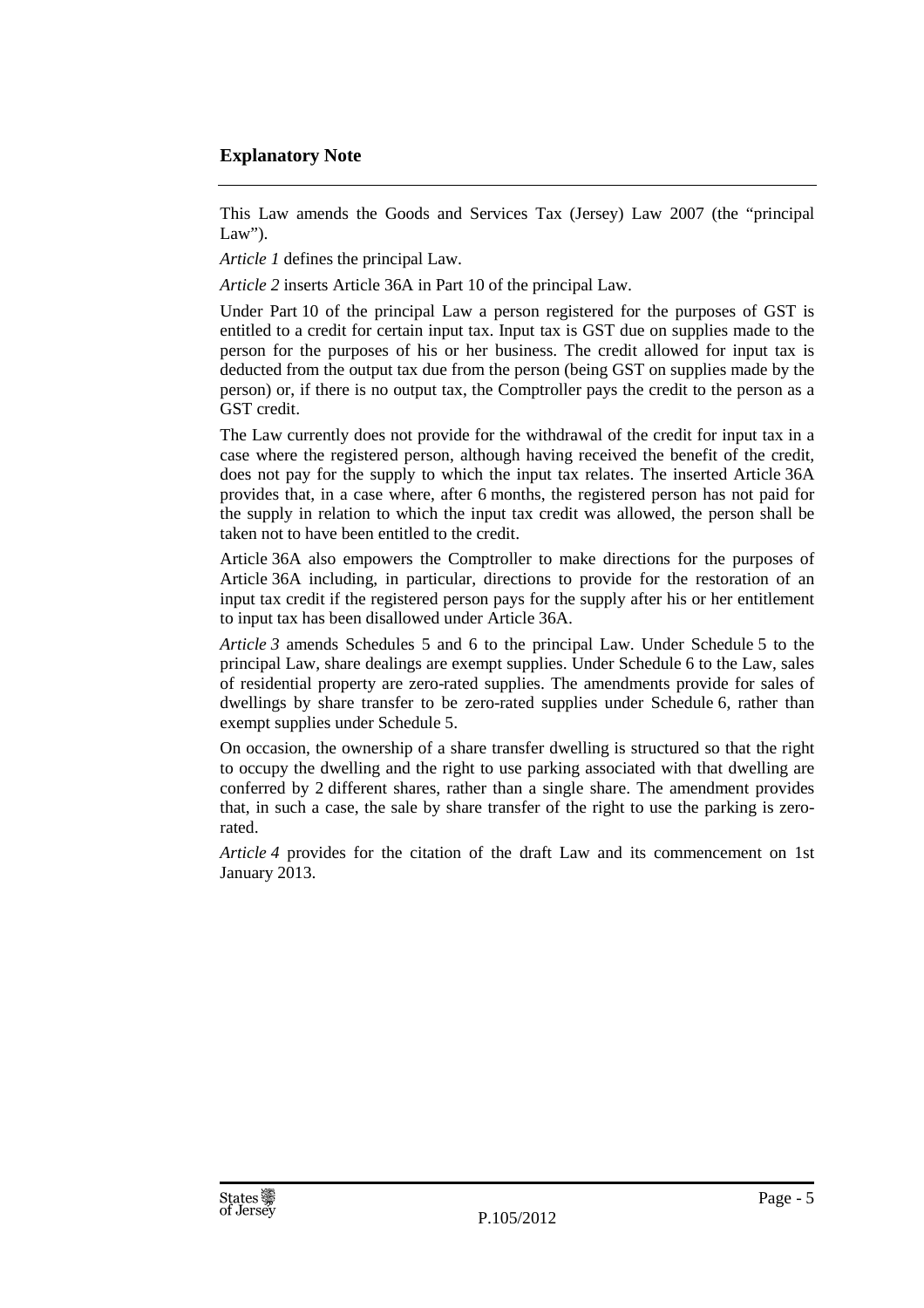## Explanatory Note

This Law amends the Goods and Services Tax (Jersey) Law 2007 (the "principal Law").

*Article 1* defines the principal Law.

*Article 2* inserts Article 36A in Part 10 of the principal Law.

Under Part 10 of the principal Law a person registered for the purposes of GST is entitled to a credit for certain input tax. Input tax is GST due on supplies made to the person for the purposes of his or her business. The credit allowed for input tax is deducted from the output tax due from the person (being GST on supplies made by the person) or, if there is no output tax, the Comptroller pays the credit to the person as a GST credit.

The Law currently does not provide for the withdrawal of the credit for input tax in a case where the registered person, although having received the benefit of the credit, does not pay for the supply to which the input tax relates. The inserted Article 36A provides that, in a case where, after 6 months, the registered person has not paid for the supply in relation to which the input tax credit was allowed, the person shall be taken not to have been entitled to the credit.

Article 36A also empowers the Comptroller to make directions for the purposes of Article 36A including, in particular, directions to provide for the restoration of an input tax credit if the registered person pays for the supply after his or her entitlement to input tax has been disallowed under Article 36A.

*Article 3* amends Schedules 5 and 6 to the principal Law. Under Schedule 5 to the principal Law, share dealings are exempt supplies. Under Schedule 6 to the Law, sales of residential property are zero-rated supplies. The amendments provide for sales of dwellings by share transfer to be zero-rated supplies under Schedule 6, rather than exempt supplies under Schedule 5.

On occasion, the ownership of a share transfer dwelling is structured so that the right to occupy the dwelling and the right to use parking associated with that dwelling are conferred by 2 different shares, rather than a single share. The amendment provides that, in such a case, the sale by share transfer of the right to use the parking is zero-rated.

*Article 4* provides for the citation of the draft Law and its commencement on 1st January 2013.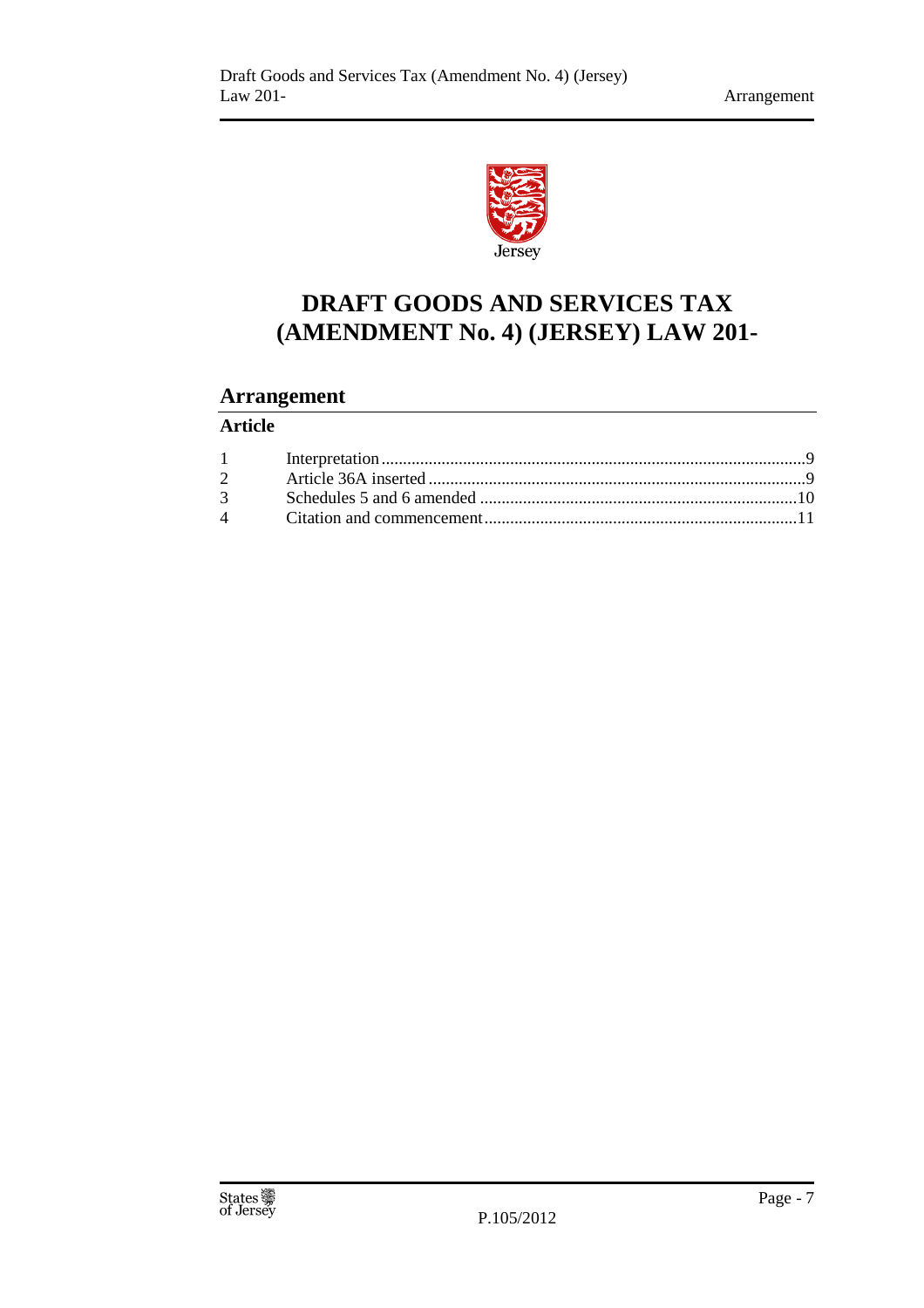# DRAFT GOODS AND SERVICES TAX (AMENDMENT No. 4) (JERSEY) LAW 201-

## Arrangement

**Article**

| | | |
|---|---|---|
| 1 | Interpretation | 9 |
| 2 | Article 36A inserted | 9 |
| 3 | Schedules 5 and 6 amended | 10 |
| 4 | Citation and commencement | 11 |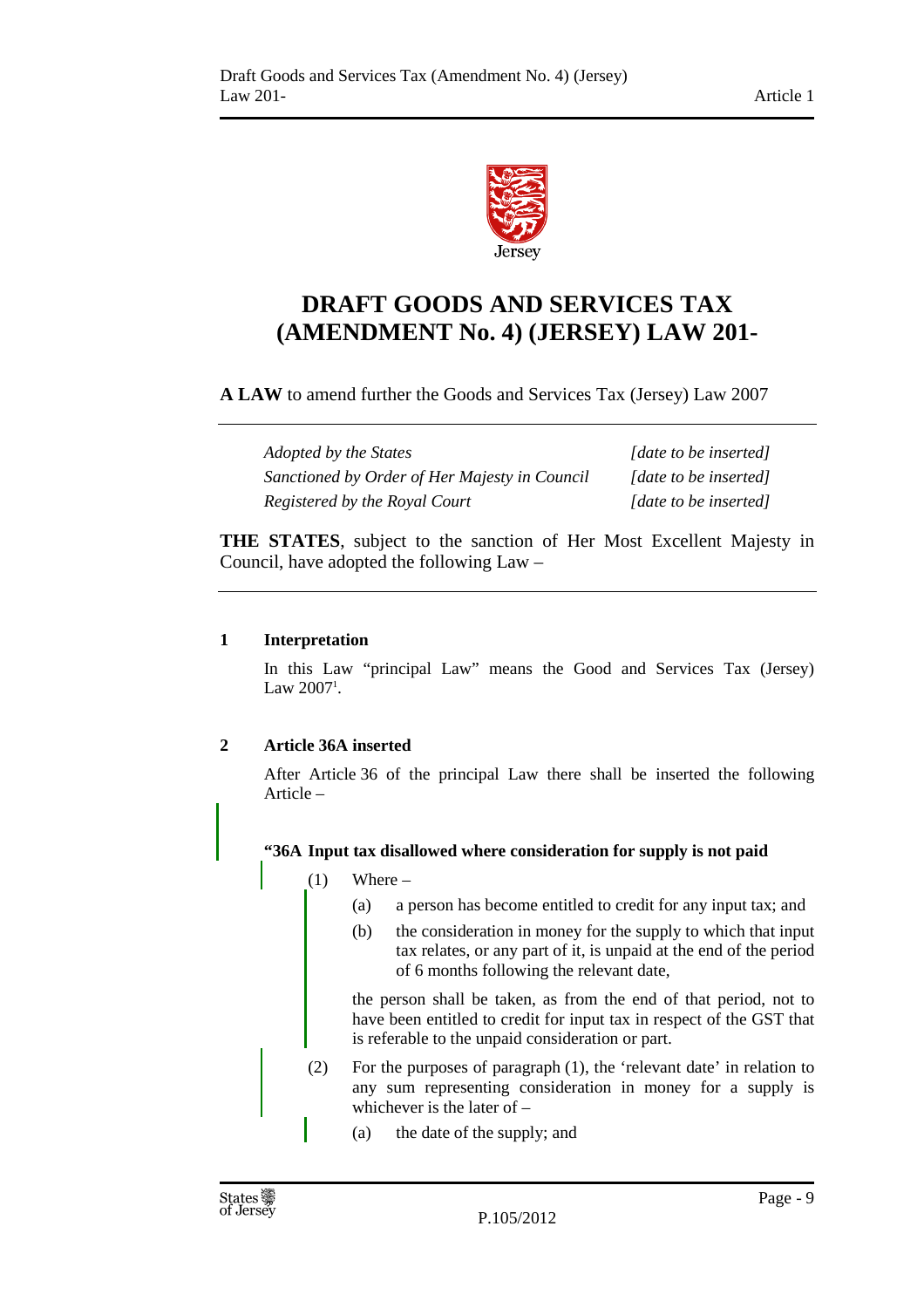# DRAFT GOODS AND SERVICES TAX (AMENDMENT No. 4) (JERSEY) LAW 201-

**A LAW** to amend further the Goods and Services Tax (Jersey) Law 2007

| | |
|---|---|
| *Adopted by the States* | *[date to be inserted]* |
| *Sanctioned by Order of Her Majesty in Council* | *[date to be inserted]* |
| *Registered by the Royal Court* | *[date to be inserted]* |

**THE STATES**, subject to the sanction of Her Most Excellent Majesty in Council, have adopted the following Law –

**1 Interpretation**

In this Law "principal Law" means the Good and Services Tax (Jersey) Law 2007[1].

**2 Article 36A inserted**

After Article 36 of the principal Law there shall be inserted the following Article –

**"36A Input tax disallowed where consideration for supply is not paid**

(1) Where –

(a) a person has become entitled to credit for any input tax; and

(b) the consideration in money for the supply to which that input tax relates, or any part of it, is unpaid at the end of the period of 6 months following the relevant date,

the person shall be taken, as from the end of that period, not to have been entitled to credit for input tax in respect of the GST that is referable to the unpaid consideration or part.

(2) For the purposes of paragraph (1), the 'relevant date' in relation to any sum representing consideration in money for a supply is whichever is the later of –

(a) the date of the supply; and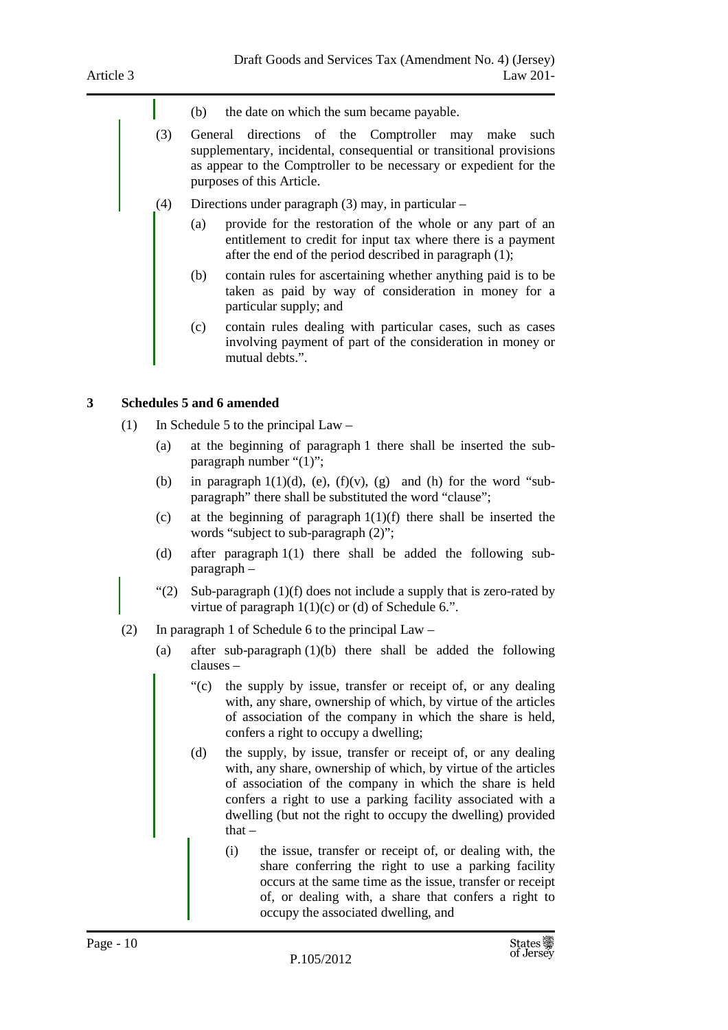(b) the date on which the sum became payable.

(3) General directions of the Comptroller may make such supplementary, incidental, consequential or transitional provisions as appear to the Comptroller to be necessary or expedient for the purposes of this Article.

(4) Directions under paragraph (3) may, in particular –

(a) provide for the restoration of the whole or any part of an entitlement to credit for input tax where there is a payment after the end of the period described in paragraph (1);

(b) contain rules for ascertaining whether anything paid is to be taken as paid by way of consideration in money for a particular supply; and

(c) contain rules dealing with particular cases, such as cases involving payment of part of the consideration in money or mutual debts.".

## 3 Schedules 5 and 6 amended

(1) In Schedule 5 to the principal Law –

(a) at the beginning of paragraph 1 there shall be inserted the sub-paragraph number "(1)";

(b) in paragraph 1(1)(d), (e), (f)(v), (g) and (h) for the word "sub-paragraph" there shall be substituted the word "clause";

(c) at the beginning of paragraph 1(1)(f) there shall be inserted the words "subject to sub-paragraph (2)";

(d) after paragraph 1(1) there shall be added the following sub-paragraph –

"(2) Sub-paragraph (1)(f) does not include a supply that is zero-rated by virtue of paragraph 1(1)(c) or (d) of Schedule 6.".

(2) In paragraph 1 of Schedule 6 to the principal Law –

(a) after sub-paragraph (1)(b) there shall be added the following clauses –

"(c) the supply by issue, transfer or receipt of, or any dealing with, any share, ownership of which, by virtue of the articles of association of the company in which the share is held, confers a right to occupy a dwelling;

(d) the supply, by issue, transfer or receipt of, or any dealing with, any share, ownership of which, by virtue of the articles of association of the company in which the share is held confers a right to use a parking facility associated with a dwelling (but not the right to occupy the dwelling) provided that –

(i) the issue, transfer or receipt of, or dealing with, the share conferring the right to use a parking facility occurs at the same time as the issue, transfer or receipt of, or dealing with, a share that confers a right to occupy the associated dwelling, and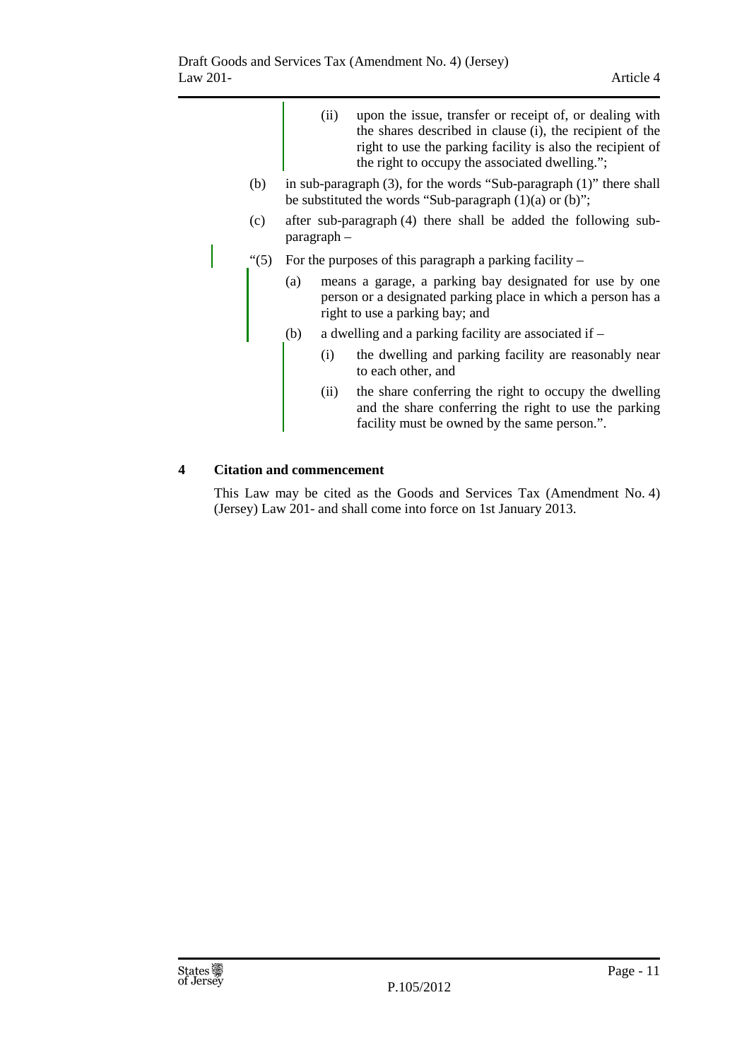(ii) upon the issue, transfer or receipt of, or dealing with the shares described in clause (i), the recipient of the right to use the parking facility is also the recipient of the right to occupy the associated dwelling.";

(b) in sub-paragraph (3), for the words "Sub-paragraph (1)" there shall be substituted the words "Sub-paragraph (1)(a) or (b)";

(c) after sub-paragraph (4) there shall be added the following sub-paragraph –

"(5) For the purposes of this paragraph a parking facility –

(a) means a garage, a parking bay designated for use by one person or a designated parking place in which a person has a right to use a parking bay; and

(b) a dwelling and a parking facility are associated if –

(i) the dwelling and parking facility are reasonably near to each other, and

(ii) the share conferring the right to occupy the dwelling and the share conferring the right to use the parking facility must be owned by the same person.".

## 4 Citation and commencement

This Law may be cited as the Goods and Services Tax (Amendment No. 4) (Jersey) Law 201- and shall come into force on 1st January 2013.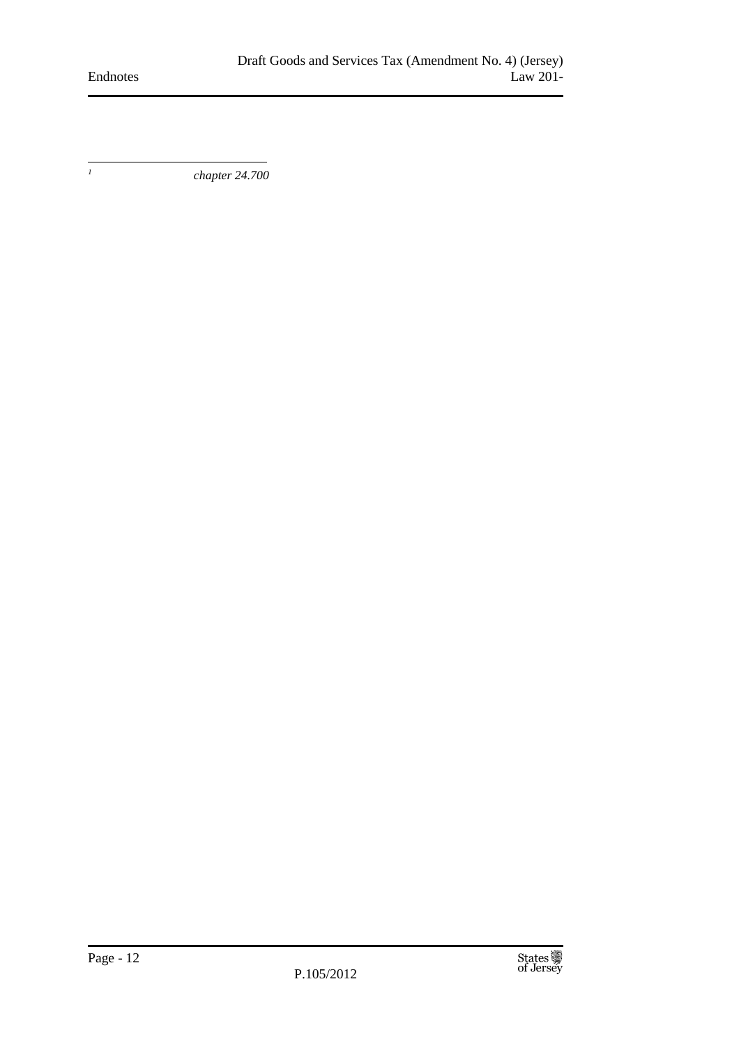[1] *chapter 24.700*